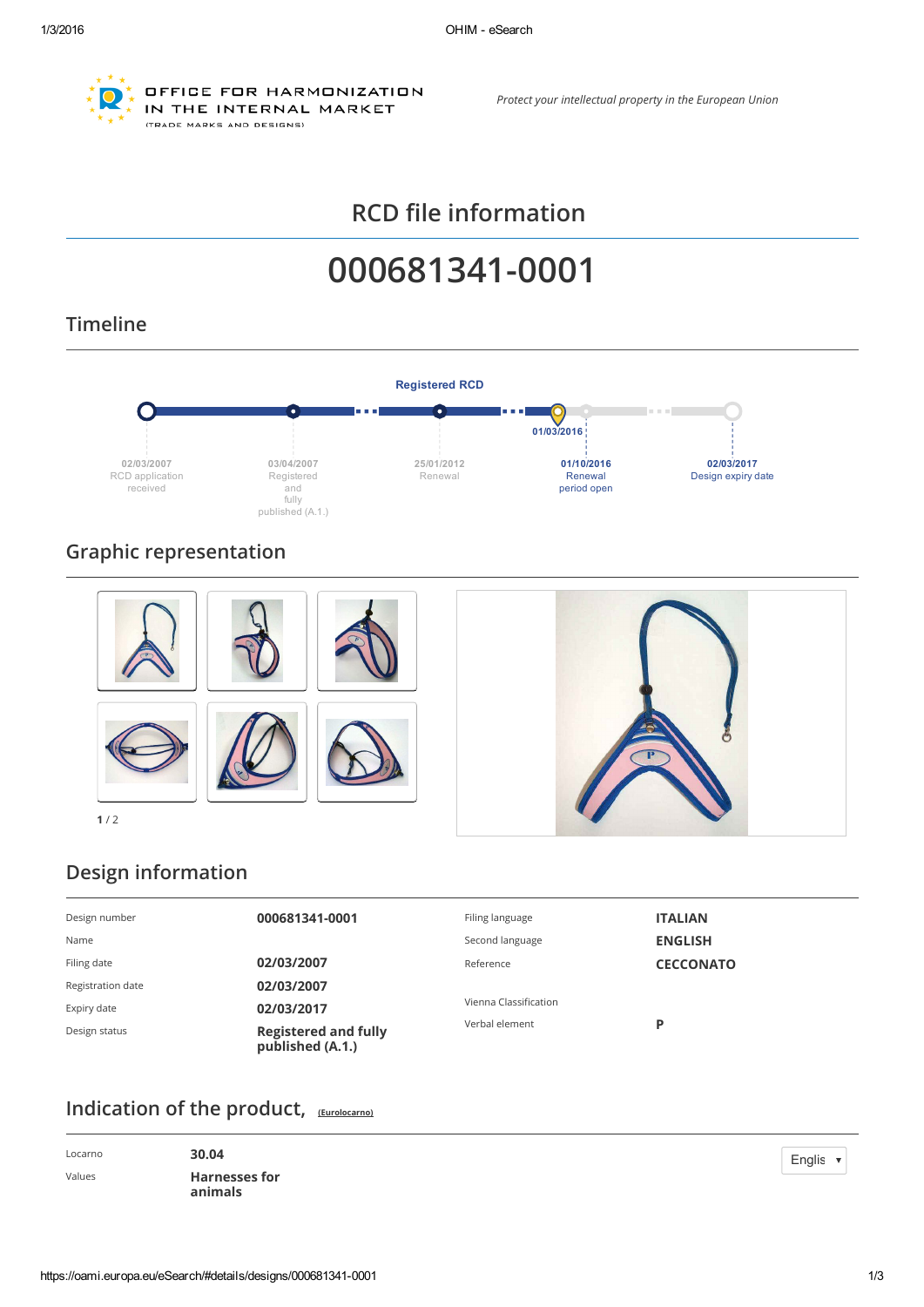OFFICE FOR HARMONIZATION IN THE INTERNAL MARKET (TRADE MARKS AND DESIGNS)

*Protect your intellectual property in the European Union*

# RCD file information

# 000681341-0001

## Timeline

Registered RCD

- 02/03/2007 RCD application received
- 03/04/2007 Registered and fully published (A.1.)
- 25/01/2012 Renewal
- 01/03/2016
- 01/10/2016 Renewal period open
- 02/03/2017 Design expiry date

## Graphic representation

1 / 2

## Design information

| | | | |
|---|---|---|---|
| Design number | **000681341-0001** | Filing language | **ITALIAN** |
| Name | | Second language | **ENGLISH** |
| Filing date | **02/03/2007** | Reference | **CECCONATO** |
| Registration date | **02/03/2007** | | |
| Expiry date | **02/03/2017** | Vienna Classification | |
| Design status | **Registered and fully published (A.1.)** | Verbal element | **P** |

## Indication of the product, (Eurolocarno)

| | |
|---|---|
| Locarno | **30.04** |
| Values | **Harnesses for animals** |

Englis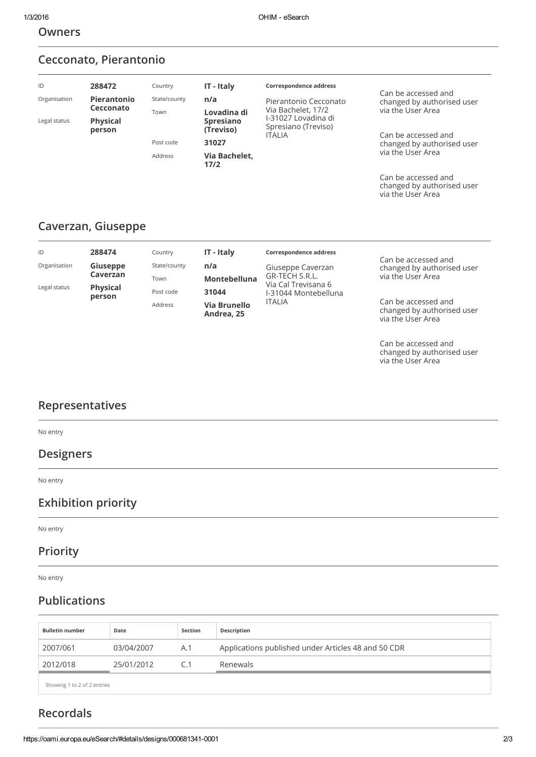## Owners

### Cecconato, Pierantonio

| | | | | | |
|---|---|---|---|---|---|
| ID | **288472** | Country | **IT - Italy** | **Correspondence address** | Can be accessed and changed by authorised user via the User Area |
| Organisation | **Pierantonio Cecconato** | State/county | **n/a** | Pierantonio Cecconato<br>Via Bachelet, 17/2<br>I-31027 Lovadina di Spresiano (Treviso)<br>ITALIA | Can be accessed and changed by authorised user via the User Area |
| Legal status | **Physical person** | Town | **Lovadina di Spresiano (Treviso)** | | Can be accessed and changed by authorised user via the User Area |
| | | Post code | **31027** | | |
| | | Address | **Via Bachelet, 17/2** | | |

### Caverzan, Giuseppe

| | | | | | |
|---|---|---|---|---|---|
| ID | **288474** | Country | **IT - Italy** | **Correspondence address** | Can be accessed and changed by authorised user via the User Area |
| Organisation | **Giuseppe Caverzan** | State/county | **n/a** | Giuseppe Caverzan<br>GR-TECH S.R.L.<br>Via Cal Trevisana 6<br>I-31044 Montebelluna<br>ITALIA | Can be accessed and changed by authorised user via the User Area |
| Legal status | **Physical person** | Town | **Montebelluna** | | Can be accessed and changed by authorised user via the User Area |
| | | Post code | **31044** | | |
| | | Address | **Via Brunello Andrea, 25** | | |

## Representatives

No entry

## Designers

No entry

## Exhibition priority

No entry

## Priority

No entry

## Publications

| Bulletin number | Date | Section | Description |
|---|---|---|---|
| 2007/061 | 03/04/2007 | A.1 | Applications published under Articles 48 and 50 CDR |
| 2012/018 | 25/01/2012 | C.1 | Renewals |

Showing 1 to 2 of 2 entries

## Recordals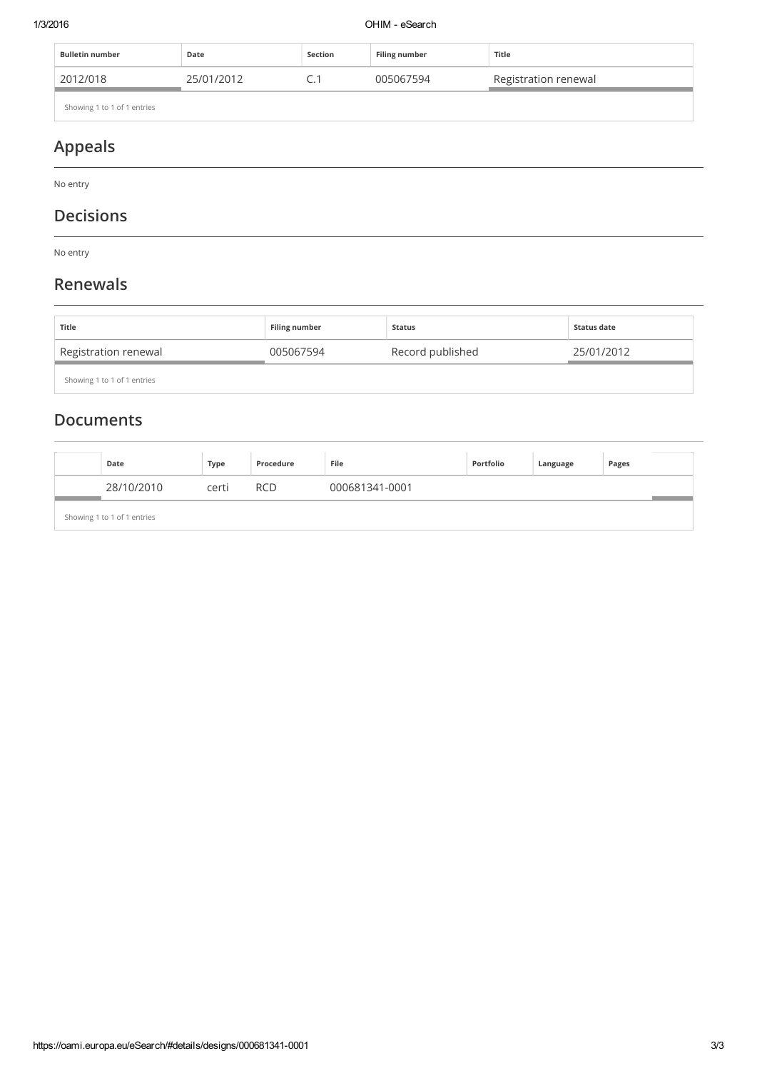| Bulletin number | Date | Section | Filing number | Title |
|---|---|---|---|---|
| 2012/018 | 25/01/2012 | C.1 | 005067594 | Registration renewal |

Showing 1 to 1 of 1 entries

## Appeals

No entry

## Decisions

No entry

## Renewals

| Title | Filing number | Status | Status date |
|---|---|---|---|
| Registration renewal | 005067594 | Record published | 25/01/2012 |

Showing 1 to 1 of 1 entries

## Documents

| | Date | Type | Procedure | File | Portfolio | Language | Pages |
|---|---|---|---|---|---|---|---|
| | 28/10/2010 | certi | RCD | 000681341-0001 | | | |

Showing 1 to 1 of 1 entries